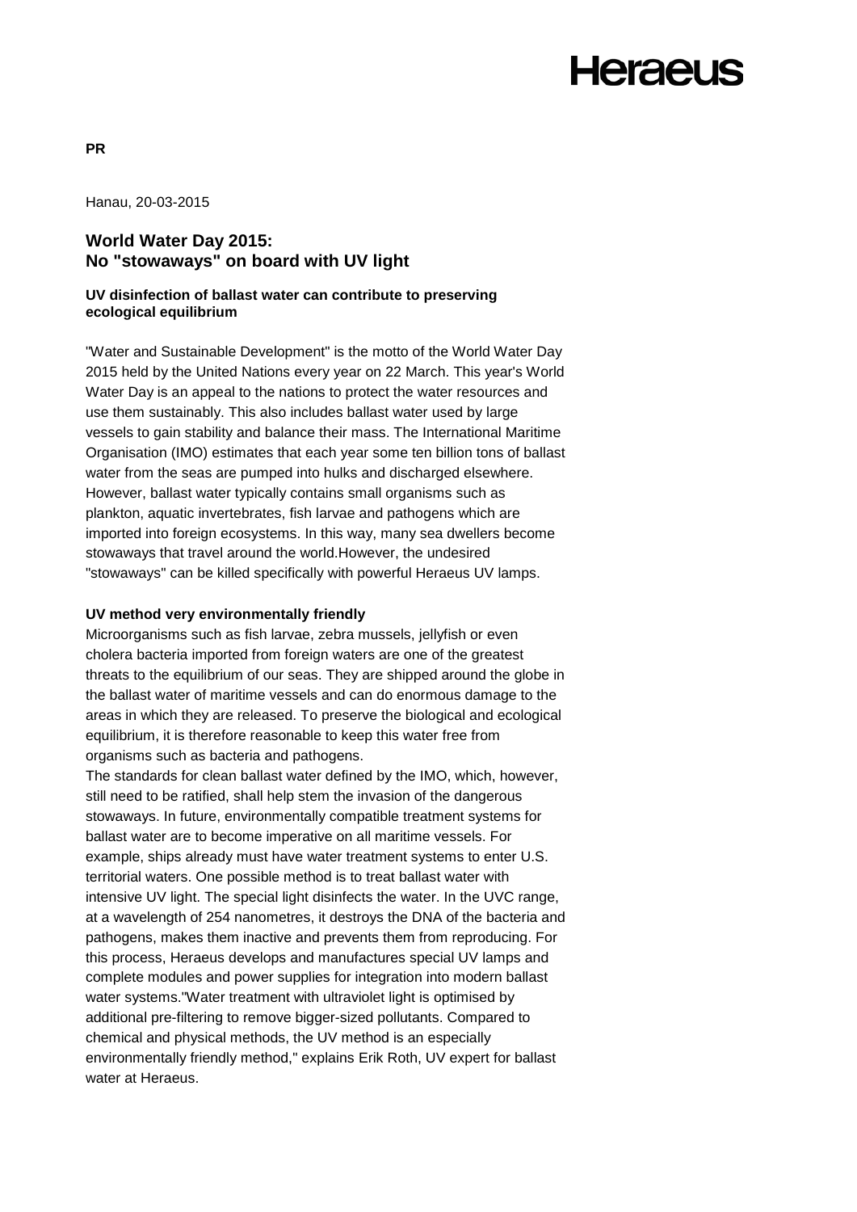**PR**

Hanau, 20-03-2015

## World Water Day 2015:
## No "stowaways" on board with UV light

**UV disinfection of ballast water can contribute to preserving ecological equilibrium**

"Water and Sustainable Development" is the motto of the World Water Day 2015 held by the United Nations every year on 22 March. This year's World Water Day is an appeal to the nations to protect the water resources and use them sustainably. This also includes ballast water used by large vessels to gain stability and balance their mass. The International Maritime Organisation (IMO) estimates that each year some ten billion tons of ballast water from the seas are pumped into hulks and discharged elsewhere. However, ballast water typically contains small organisms such as plankton, aquatic invertebrates, fish larvae and pathogens which are imported into foreign ecosystems. In this way, many sea dwellers become stowaways that travel around the world.However, the undesired "stowaways" can be killed specifically with powerful Heraeus UV lamps.

**UV method very environmentally friendly**

Microorganisms such as fish larvae, zebra mussels, jellyfish or even cholera bacteria imported from foreign waters are one of the greatest threats to the equilibrium of our seas. They are shipped around the globe in the ballast water of maritime vessels and can do enormous damage to the areas in which they are released. To preserve the biological and ecological equilibrium, it is therefore reasonable to keep this water free from organisms such as bacteria and pathogens.

The standards for clean ballast water defined by the IMO, which, however, still need to be ratified, shall help stem the invasion of the dangerous stowaways. In future, environmentally compatible treatment systems for ballast water are to become imperative on all maritime vessels. For example, ships already must have water treatment systems to enter U.S. territorial waters. One possible method is to treat ballast water with intensive UV light. The special light disinfects the water. In the UVC range, at a wavelength of 254 nanometres, it destroys the DNA of the bacteria and pathogens, makes them inactive and prevents them from reproducing. For this process, Heraeus develops and manufactures special UV lamps and complete modules and power supplies for integration into modern ballast water systems."Water treatment with ultraviolet light is optimised by additional pre-filtering to remove bigger-sized pollutants. Compared to chemical and physical methods, the UV method is an especially environmentally friendly method," explains Erik Roth, UV expert for ballast water at Heraeus.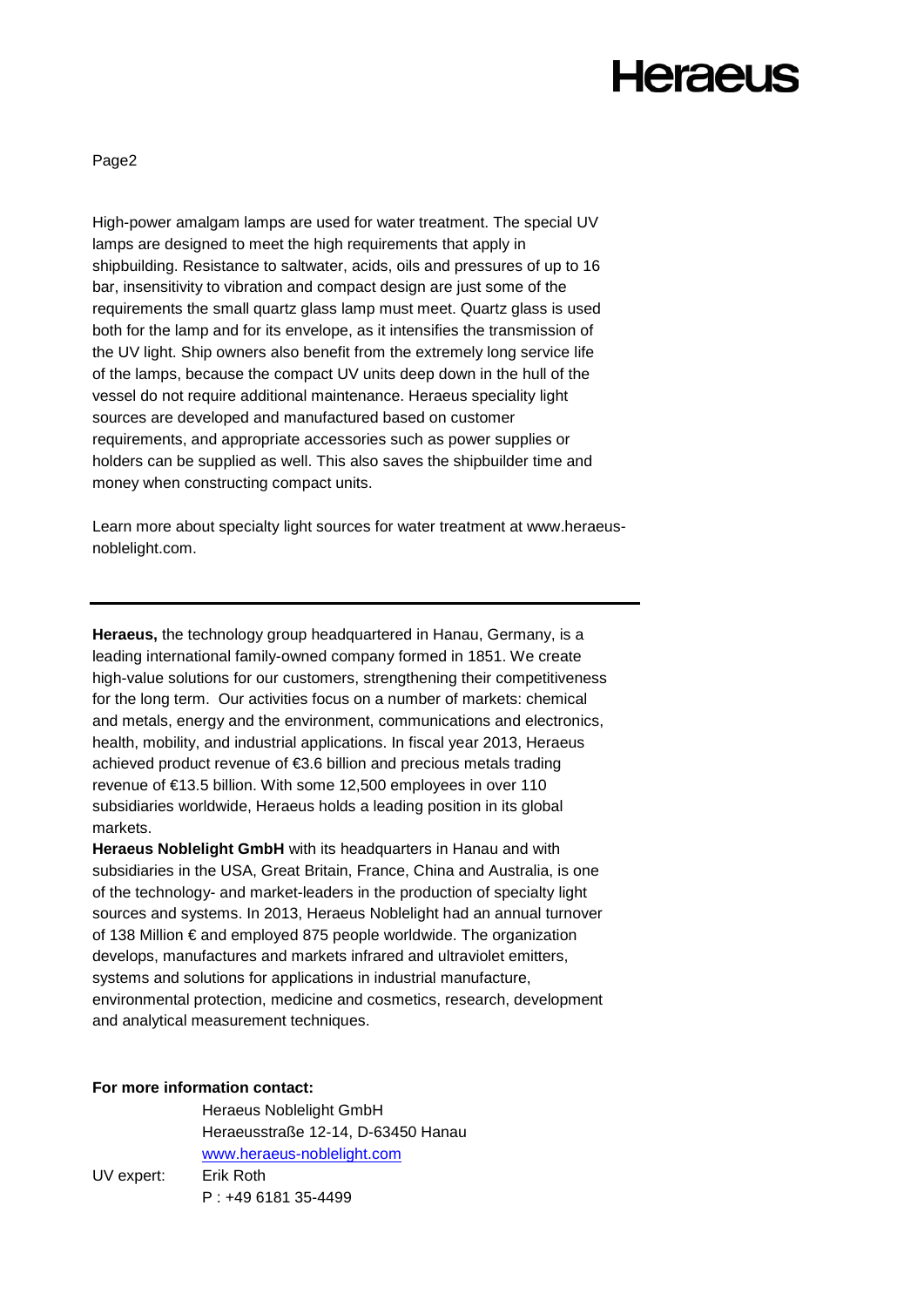High-power amalgam lamps are used for water treatment. The special UV lamps are designed to meet the high requirements that apply in shipbuilding. Resistance to saltwater, acids, oils and pressures of up to 16 bar, insensitivity to vibration and compact design are just some of the requirements the small quartz glass lamp must meet. Quartz glass is used both for the lamp and for its envelope, as it intensifies the transmission of the UV light. Ship owners also benefit from the extremely long service life of the lamps, because the compact UV units deep down in the hull of the vessel do not require additional maintenance. Heraeus speciality light sources are developed and manufactured based on customer requirements, and appropriate accessories such as power supplies or holders can be supplied as well. This also saves the shipbuilder time and money when constructing compact units.

Learn more about specialty light sources for water treatment at www.heraeus-noblelight.com.

---

**Heraeus,** the technology group headquartered in Hanau, Germany, is a leading international family-owned company formed in 1851. We create high-value solutions for our customers, strengthening their competitiveness for the long term. Our activities focus on a number of markets: chemical and metals, energy and the environment, communications and electronics, health, mobility, and industrial applications. In fiscal year 2013, Heraeus achieved product revenue of €3.6 billion and precious metals trading revenue of €13.5 billion. With some 12,500 employees in over 110 subsidiaries worldwide, Heraeus holds a leading position in its global markets.

**Heraeus Noblelight GmbH** with its headquarters in Hanau and with subsidiaries in the USA, Great Britain, France, China and Australia, is one of the technology- and market-leaders in the production of specialty light sources and systems. In 2013, Heraeus Noblelight had an annual turnover of 138 Million € and employed 875 people worldwide. The organization develops, manufactures and markets infrared and ultraviolet emitters, systems and solutions for applications in industrial manufacture, environmental protection, medicine and cosmetics, research, development and analytical measurement techniques.

**For more information contact:**

Heraeus Noblelight GmbH
Heraeusstraße 12-14, D-63450 Hanau
www.heraeus-noblelight.com

UV expert: Erik Roth
P : +49 6181 35-4499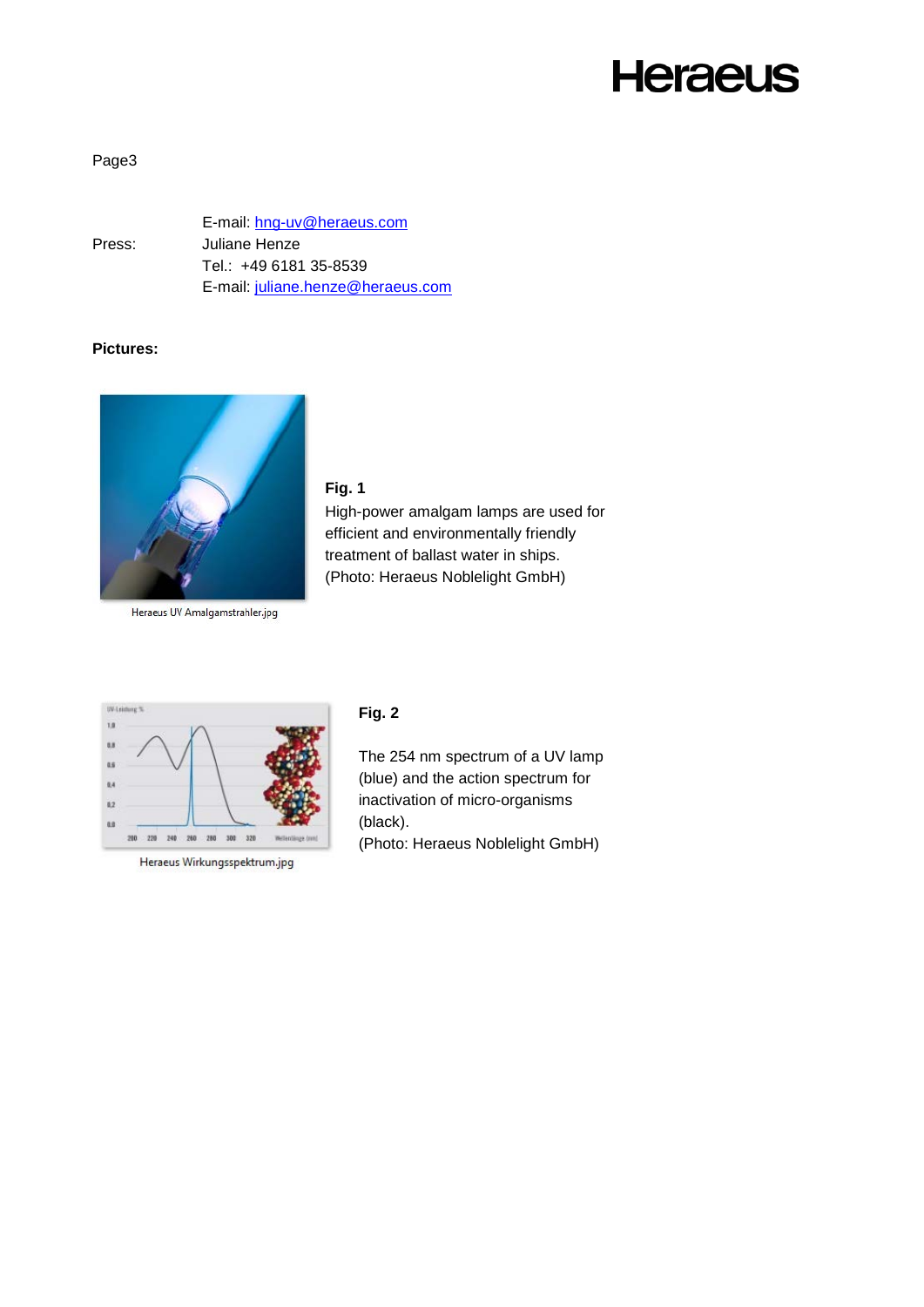E-mail: hng-uv@heraeus.com

Press: Juliane Henze
Tel.: +49 6181 35-8539
E-mail: juliane.henze@heraeus.com

**Pictures:**

Heraeus UV Amalgamstrahler.jpg

**Fig. 1**
High-power amalgam lamps are used for efficient and environmentally friendly treatment of ballast water in ships.
(Photo: Heraeus Noblelight GmbH)

Heraeus Wirkungsspektrum.jpg

**Fig. 2**

The 254 nm spectrum of a UV lamp (blue) and the action spectrum for inactivation of micro-organisms (black).
(Photo: Heraeus Noblelight GmbH)